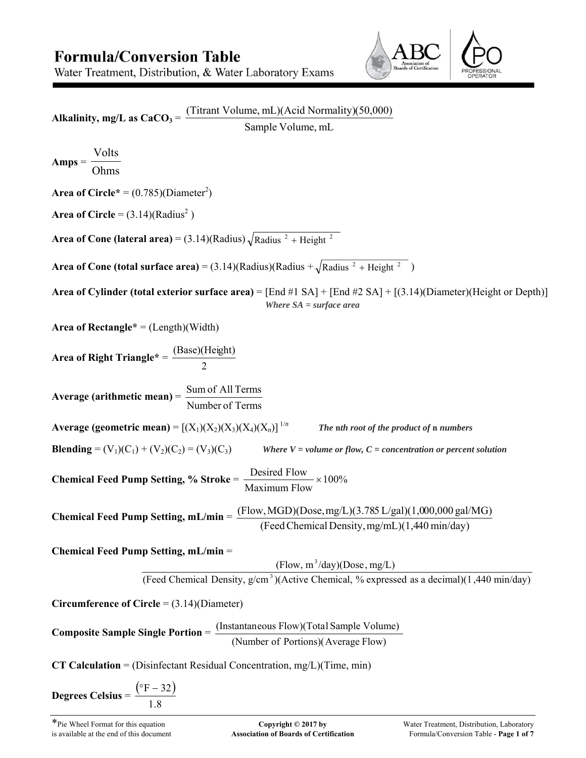# Formula/Conversion Table

Water Treatment, Distribution, & Water Laboratory Exams

**Alkalinity, mg/L as $CaCO_3$** = $\frac{\text{(Titrant Volume, mL)(Acid Normality)(50,000)}}{\text{Sample Volume, mL}}$

**Amps** = $\frac{\text{Volts}}{\text{Ohms}}$

**Area of Circle*** = (0.785)($\text{Diameter}^2$)

**Area of Circle** = (3.14)($\text{Radius}^2$)

**Area of Cone (lateral area)** = $(3.14)(\text{Radius})\sqrt{\text{Radius}^2 + \text{Height}^2}$

**Area of Cone (total surface area)** = $(3.14)(\text{Radius})(\text{Radius} + \sqrt{\text{Radius}^2 + \text{Height}^2})$

**Area of Cylinder (total exterior surface area)** = [End #1 SA] + [End #2 SA] + [(3.14)(Diameter)(Height or Depth)]
*Where SA = surface area*

**Area of Rectangle*** = (Length)(Width)

**Area of Right Triangle*** = $\frac{\text{(Base)(Height)}}{2}$

**Average (arithmetic mean)** = $\frac{\text{Sum of All Terms}}{\text{Number of Terms}}$

**Average (geometric mean)** = $[(X_1)(X_2)(X_3)(X_4)(X_n)]^{1/n}$ &nbsp;&nbsp; *The nth root of the product of n numbers*

**Blending** = $(V_1)(C_1) + (V_2)(C_2) = (V_3)(C_3)$ &nbsp;&nbsp; *Where V = volume or flow, C = concentration or percent solution*

**Chemical Feed Pump Setting, % Stroke** = $\frac{\text{Desired Flow}}{\text{Maximum Flow}} \times 100\%$

**Chemical Feed Pump Setting, mL/min** = $\frac{\text{(Flow, MGD)(Dose, mg/L)(3.785 L/gal)(1,000,000 gal/MG)}}{\text{(Feed Chemical Density, mg/mL)(1,440 min/day)}}$

**Chemical Feed Pump Setting, mL/min** =

$$\frac{(\text{Flow, m}^3\text{/day})(\text{Dose, mg/L})}{(\text{Feed Chemical Density, g/cm}^3)(\text{Active Chemical, \% expressed as a decimal})(1{,}440 \text{ min/day})}$$

**Circumference of Circle** = (3.14)(Diameter)

**Composite Sample Single Portion** = $\frac{\text{(Instantaneous Flow)(Total Sample Volume)}}{\text{(Number of Portions)(Average Flow)}}$

**CT Calculation** = (Disinfectant Residual Concentration, mg/L)(Time, min)

**Degrees Celsius** = $\frac{(°\text{F} - 32)}{1.8}$

*Pie Wheel Format for this equation is available at the end of this document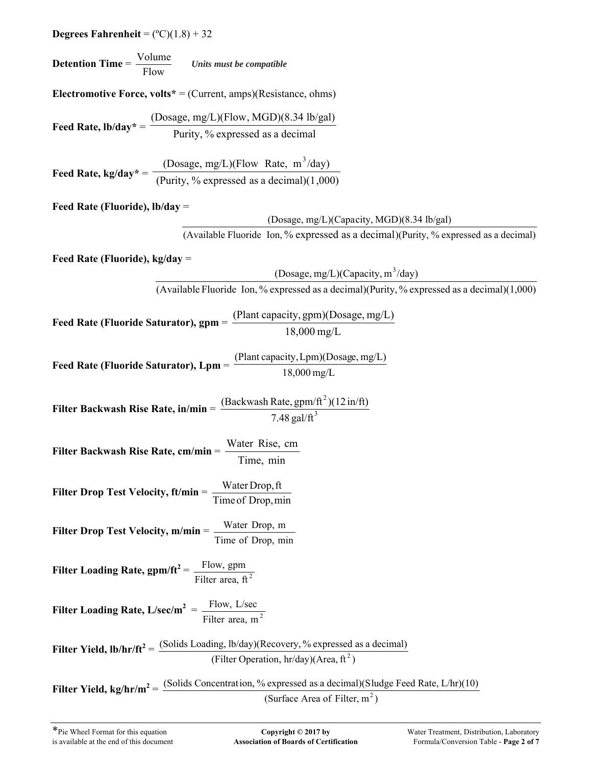**Degrees Fahrenheit** = (ºC)(1.8) + 32

**Detection Time** = $\dfrac{\text{Volume}}{\text{Flow}}$ ***Units must be compatible***

**Electromotive Force, volts*** = (Current, amps)(Resistance, ohms)

**Feed Rate, lb/day*** = $\dfrac{\text{(Dosage, mg/L)(Flow, MGD)(8.34 lb/gal)}}{\text{Purity, \% expressed as a decimal}}$

**Feed Rate, kg/day*** = $\dfrac{\text{(Dosage, mg/L)(Flow Rate, m}^3\text{/day)}}{\text{(Purity, \% expressed as a decimal)(1,000)}}$

**Feed Rate (Fluoride), lb/day** =

$$\frac{\text{(Dosage, mg/L)(Capacity, MGD)(8.34 lb/gal)}}{\text{(Available Fluoride Ion, \% expressed as a decimal)(Purity, \% expressed as a decimal)}}$$

**Feed Rate (Fluoride), kg/day** =

$$\frac{\text{(Dosage, mg/L)(Capacity, m}^3\text{/day)}}{\text{(Available Fluoride Ion, \% expressed as a decimal)(Purity, \% expressed as a decimal)(1,000)}}$$

**Feed Rate (Fluoride Saturator), gpm** = $\dfrac{\text{(Plant capacity, gpm)(Dosage, mg/L)}}{\text{18,000 mg/L}}$

**Feed Rate (Fluoride Saturator), Lpm** = $\dfrac{\text{(Plant capacity, Lpm)(Dosage, mg/L)}}{\text{18,000 mg/L}}$

**Filter Backwash Rise Rate, in/min** = $\dfrac{\text{(Backwash Rate, gpm/ft}^2\text{)(12 in/ft)}}{\text{7.48 gal/ft}^3}$

**Filter Backwash Rise Rate, cm/min** = $\dfrac{\text{Water Rise, cm}}{\text{Time, min}}$

**Filter Drop Test Velocity, ft/min** = $\dfrac{\text{Water Drop, ft}}{\text{Time of Drop, min}}$

**Filter Drop Test Velocity, m/min** = $\dfrac{\text{Water Drop, m}}{\text{Time of Drop, min}}$

**Filter Loading Rate, gpm/ft²** = $\dfrac{\text{Flow, gpm}}{\text{Filter area, ft}^2}$

**Filter Loading Rate, L/sec/m²** = $\dfrac{\text{Flow, L/sec}}{\text{Filter area, m}^2}$

**Filter Yield, lb/hr/ft²** = $\dfrac{\text{(Solids Loading, lb/day)(Recovery, \% expressed as a decimal)}}{\text{(Filter Operation, hr/day)(Area, ft}^2\text{)}}$

**Filter Yield, kg/hr/m²** = $\dfrac{\text{(Solids Concentration, \% expressed as a decimal)(Sludge Feed Rate, L/hr)(10)}}{\text{(Surface Area of Filter, m}^2\text{)}}$

*Pie Wheel Format for this equation is available at the end of this document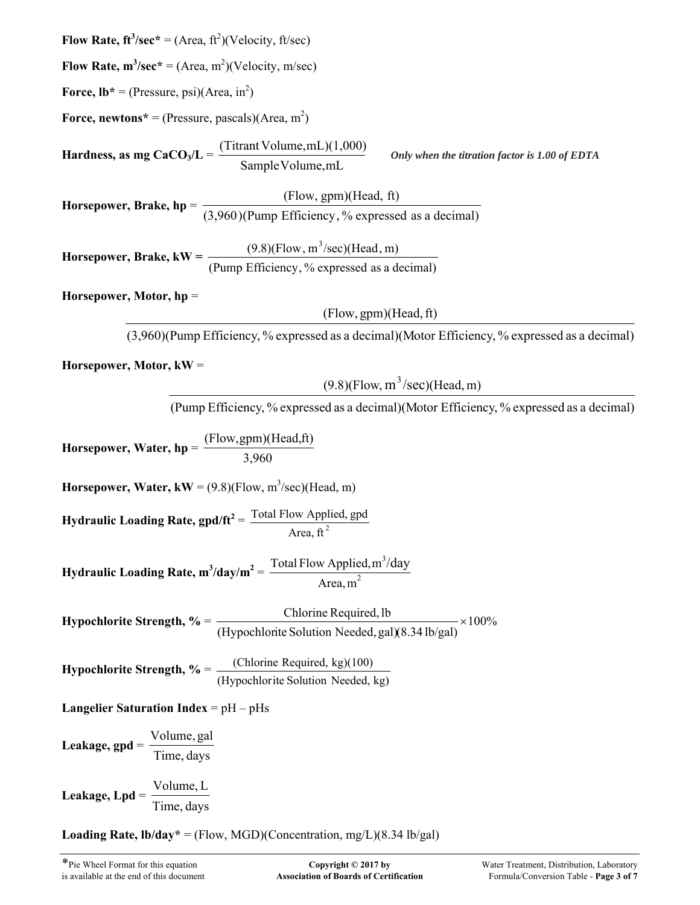**Flow Rate, $ft^3$/sec*** = (Area, $ft^2$)(Velocity, ft/sec)

**Flow Rate, $m^3$/sec*** = (Area, $m^2$)(Velocity, m/sec)

**Force, lb*** = (Pressure, psi)(Area, $in^2$)

**Force, newtons*** = (Pressure, pascals)(Area, $m^2$)

**Hardness, as mg $CaCO_3$/L** = $\dfrac{\text{(Titrant Volume, mL)(1,000)}}{\text{Sample Volume, mL}}$ *Only when the titration factor is 1.00 of EDTA*

**Horsepower, Brake, hp** = $\dfrac{\text{(Flow, gpm)(Head, ft)}}{\text{(3,960)(Pump Efficiency, \% expressed as a decimal)}}$

**Horsepower, Brake, kW** = $\dfrac{(9.8)(\text{Flow, m}^3\text{/sec})(\text{Head, m})}{\text{(Pump Efficiency, \% expressed as a decimal)}}$

**Horsepower, Motor, hp** =

$$\frac{\text{(Flow, gpm)(Head, ft)}}{\text{(3,960)(Pump Efficiency, \% expressed as a decimal)(Motor Efficiency, \% expressed as a decimal)}}$$

**Horsepower, Motor, kW** =

$$\frac{(9.8)(\text{Flow, m}^3\text{/sec})(\text{Head, m})}{\text{(Pump Efficiency, \% expressed as a decimal)(Motor Efficiency, \% expressed as a decimal)}}$$

**Horsepower, Water, hp** = $\dfrac{\text{(Flow, gpm)(Head, ft)}}{3{,}960}$

**Horsepower, Water, kW** = (9.8)(Flow, $m^3$/sec)(Head, m)

**Hydraulic Loading Rate, gpd/$ft^2$** = $\dfrac{\text{Total Flow Applied, gpd}}{\text{Area, ft}^2}$

**Hydraulic Loading Rate, $m^3$/day/$m^2$** = $\dfrac{\text{Total Flow Applied, m}^3\text{/day}}{\text{Area, m}^2}$

**Hypochlorite Strength, %** = $\dfrac{\text{Chlorine Required, lb}}{\text{(Hypochlorite Solution Needed, gal)(8.34 lb/gal)}} \times 100\%$

**Hypochlorite Strength, %** = $\dfrac{\text{(Chlorine Required, kg)(100)}}{\text{(Hypochlorite Solution Needed, kg)}}$

**Langelier Saturation Index** = pH – pHs

**Leakage, gpd** = $\dfrac{\text{Volume, gal}}{\text{Time, days}}$

**Leakage, Lpd** = $\dfrac{\text{Volume, L}}{\text{Time, days}}$

**Loading Rate, lb/day*** = (Flow, MGD)(Concentration, mg/L)(8.34 lb/gal)

*Pie Wheel Format for this equation is available at the end of this document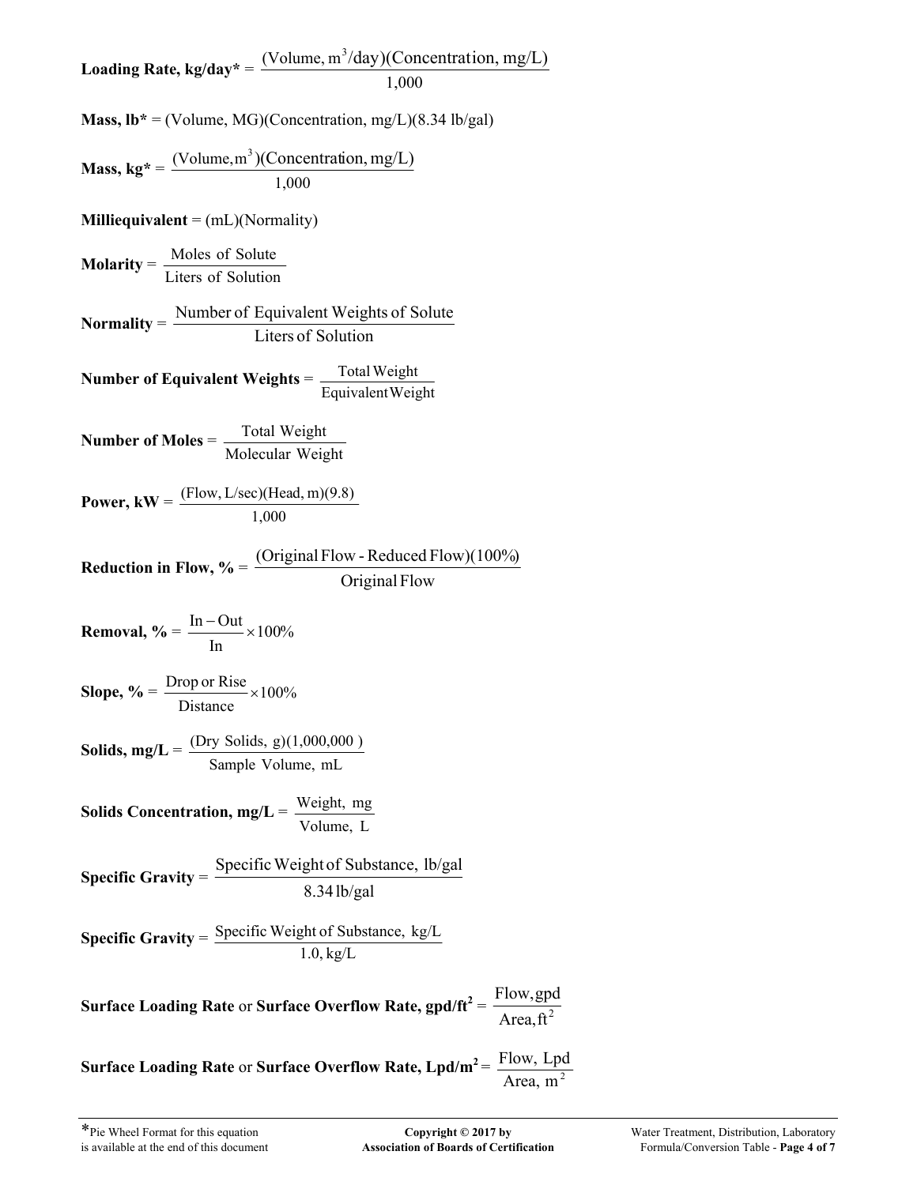**Loading Rate, kg/day*** = $\dfrac{(\text{Volume, m}^3\text{/day})(\text{Concentration, mg/L})}{1{,}000}$

**Mass, lb*** = (Volume, MG)(Concentration, mg/L)(8.34 lb/gal)

**Mass, kg*** = $\dfrac{(\text{Volume, m}^3)(\text{Concentration, mg/L})}{1{,}000}$

**Milliequivalent** = (mL)(Normality)

**Molarity** = $\dfrac{\text{Moles of Solute}}{\text{Liters of Solution}}$

**Normality** = $\dfrac{\text{Number of Equivalent Weights of Solute}}{\text{Liters of Solution}}$

**Number of Equivalent Weights** = $\dfrac{\text{Total Weight}}{\text{Equivalent Weight}}$

**Number of Moles** = $\dfrac{\text{Total Weight}}{\text{Molecular Weight}}$

**Power, kW** = $\dfrac{(\text{Flow, L/sec})(\text{Head, m})(9.8)}{1{,}000}$

**Reduction in Flow, %** = $\dfrac{(\text{Original Flow - Reduced Flow})(100\%)}{\text{Original Flow}}$

**Removal, %** = $\dfrac{\text{In} - \text{Out}}{\text{In}} \times 100\%$

**Slope, %** = $\dfrac{\text{Drop or Rise}}{\text{Distance}} \times 100\%$

**Solids, mg/L** = $\dfrac{(\text{Dry Solids, g})(1{,}000{,}000)}{\text{Sample Volume, mL}}$

**Solids Concentration, mg/L** = $\dfrac{\text{Weight, mg}}{\text{Volume, L}}$

**Specific Gravity** = $\dfrac{\text{Specific Weight of Substance, lb/gal}}{8.34\text{ lb/gal}}$

**Specific Gravity** = $\dfrac{\text{Specific Weight of Substance, kg/L}}{1.0\text{, kg/L}}$

**Surface Loading Rate** or **Surface Overflow Rate, gpd/ft²** = $\dfrac{\text{Flow, gpd}}{\text{Area, ft}^2}$

**Surface Loading Rate** or **Surface Overflow Rate, Lpd/m²** = $\dfrac{\text{Flow, Lpd}}{\text{Area, m}^2}$

*Pie Wheel Format for this equation is available at the end of this document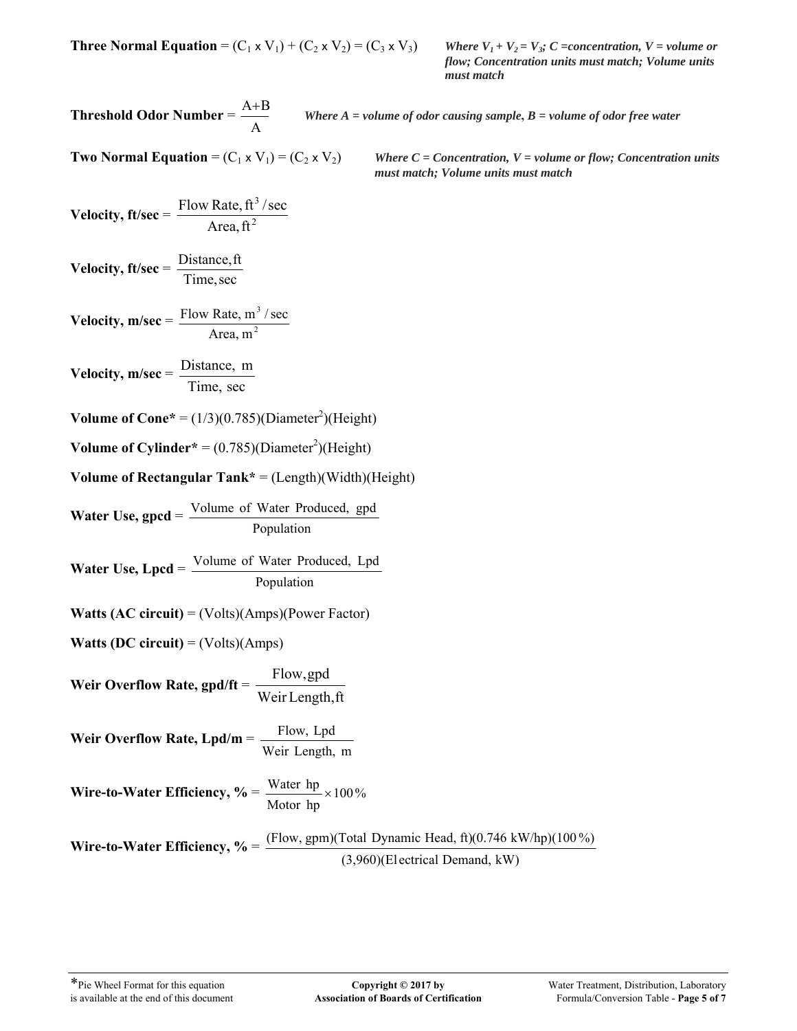**Three Normal Equation** = $(C_1 \times V_1) + (C_2 \times V_2) = (C_3 \times V_3)$ ***Where $V_1 + V_2 = V_3$; C =concentration, V = volume or flow; Concentration units must match; Volume units must match***

**Threshold Odor Number** = $\frac{A+B}{A}$ ***Where A = volume of odor causing sample, B = volume of odor free water***

**Two Normal Equation** = $(C_1 \times V_1) = (C_2 \times V_2)$ ***Where C = Concentration, V = volume or flow; Concentration units must match; Volume units must match***

**Velocity, ft/sec** = $\frac{\text{Flow Rate, ft}^3\text{/sec}}{\text{Area, ft}^2}$

**Velocity, ft/sec** = $\frac{\text{Distance, ft}}{\text{Time, sec}}$

**Velocity, m/sec** = $\frac{\text{Flow Rate, m}^3\text{/sec}}{\text{Area, m}^2}$

**Velocity, m/sec** = $\frac{\text{Distance, m}}{\text{Time, sec}}$

**Volume of Cone*** = (1/3)(0.785)(Diameter$^2$)(Height)

**Volume of Cylinder*** = (0.785)(Diameter$^2$)(Height)

**Volume of Rectangular Tank*** = (Length)(Width)(Height)

**Water Use, gpcd** = $\frac{\text{Volume of Water Produced, gpd}}{\text{Population}}$

**Water Use, Lpcd** = $\frac{\text{Volume of Water Produced, Lpd}}{\text{Population}}$

**Watts (AC circuit)** = (Volts)(Amps)(Power Factor)

**Watts (DC circuit)** = (Volts)(Amps)

**Weir Overflow Rate, gpd/ft** = $\frac{\text{Flow, gpd}}{\text{Weir Length, ft}}$

**Weir Overflow Rate, Lpd/m** = $\frac{\text{Flow, Lpd}}{\text{Weir Length, m}}$

**Wire-to-Water Efficiency, %** = $\frac{\text{Water hp}}{\text{Motor hp}} \times 100\%$

**Wire-to-Water Efficiency, %** = $\frac{\text{(Flow, gpm)(Total Dynamic Head, ft)(0.746 kW/hp)(100\%)}}{\text{(3,960)(Electrical Demand, kW)}}$

*Pie Wheel Format for this equation is available at the end of this document

Copyright © 2017 by Association of Boards of Certification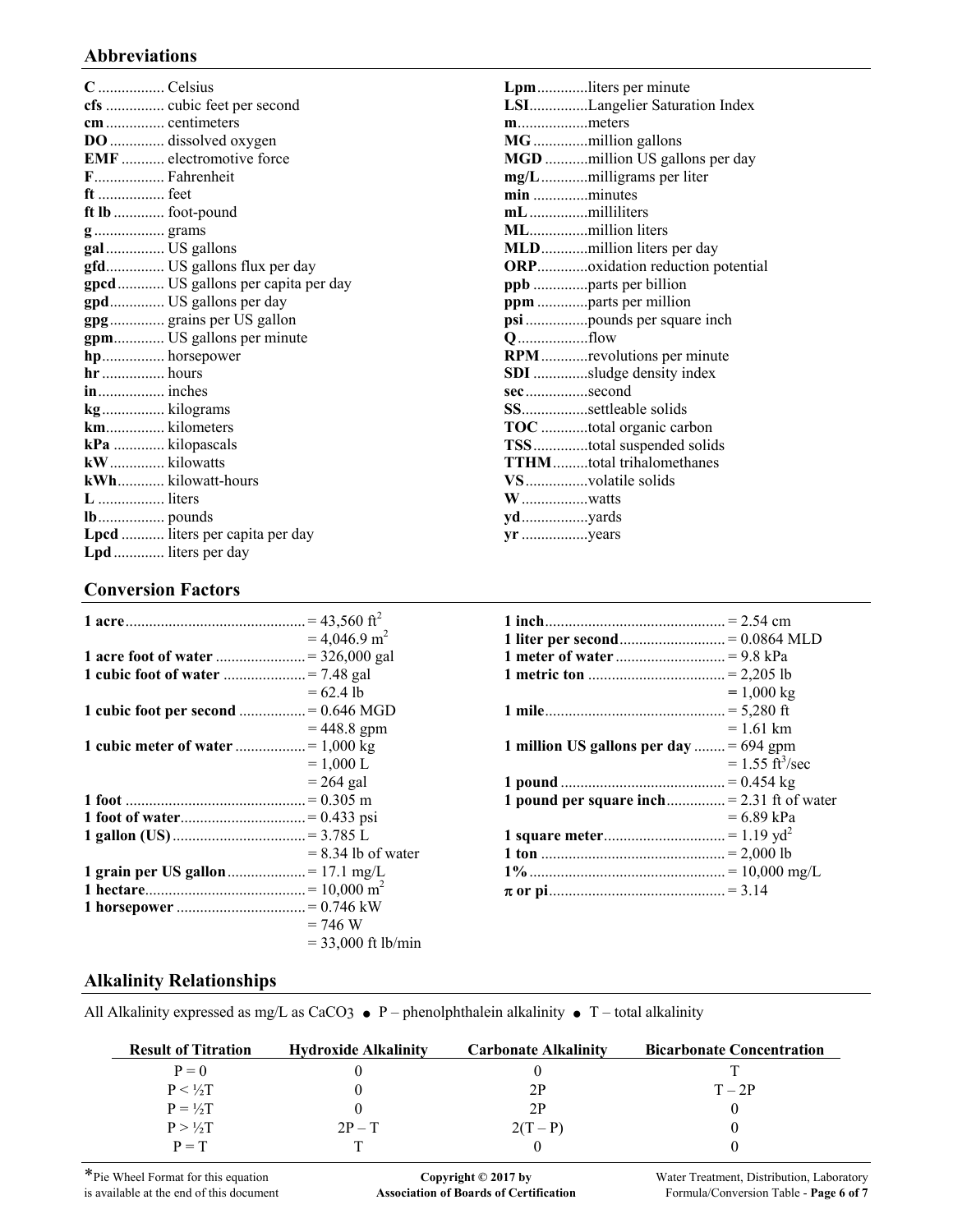## Abbreviations

| | |
|---|---|
| **C** | Celsius |
| **cfs** | cubic feet per second |
| **cm** | centimeters |
| **DO** | dissolved oxygen |
| **EMF** | electromotive force |
| **F** | Fahrenheit |
| **ft** | feet |
| **ft lb** | foot-pound |
| **g** | grams |
| **gal** | US gallons |
| **gfd** | US gallons flux per day |
| **gpcd** | US gallons per capita per day |
| **gpd** | US gallons per day |
| **gpg** | grains per US gallon |
| **gpm** | US gallons per minute |
| **hp** | horsepower |
| **hr** | hours |
| **in** | inches |
| **kg** | kilograms |
| **km** | kilometers |
| **kPa** | kilopascals |
| **kW** | kilowatts |
| **kWh** | kilowatt-hours |
| **L** | liters |
| **lb** | pounds |
| **Lpcd** | liters per capita per day |
| **Lpd** | liters per day |
| **Lpm** | liters per minute |
| **LSI** | Langelier Saturation Index |
| **m** | meters |
| **MG** | million gallons |
| **MGD** | million US gallons per day |
| **mg/L** | milligrams per liter |
| **min** | minutes |
| **mL** | milliliters |
| **ML** | million liters |
| **MLD** | million liters per day |
| **ORP** | oxidation reduction potential |
| **ppb** | parts per billion |
| **ppm** | parts per million |
| **psi** | pounds per square inch |
| **Q** | flow |
| **RPM** | revolutions per minute |
| **SDI** | sludge density index |
| **sec** | second |
| **SS** | settleable solids |
| **TOC** | total organic carbon |
| **TSS** | total suspended solids |
| **TTHM** | total trihalomethanes |
| **VS** | volatile solids |
| **W** | watts |
| **yd** | yards |
| **yr** | years |

## Conversion Factors

| | |
|---|---|
| **1 acre** | = 43,560 $ft^2$ |
| | = 4,046.9 $m^2$ |
| **1 acre foot of water** | = 326,000 gal |
| **1 cubic foot of water** | = 7.48 gal |
| | = 62.4 lb |
| **1 cubic foot per second** | = 0.646 MGD |
| | = 448.8 gpm |
| **1 cubic meter of water** | = 1,000 kg |
| | = 1,000 L |
| | = 264 gal |
| **1 foot** | = 0.305 m |
| **1 foot of water** | = 0.433 psi |
| **1 gallon (US)** | = 3.785 L |
| | = 8.34 lb of water |
| **1 grain per US gallon** | = 17.1 mg/L |
| **1 hectare** | = 10,000 $m^2$ |
| **1 horsepower** | = 0.746 kW |
| | = 746 W |
| | = 33,000 ft lb/min |
| **1 inch** | = 2.54 cm |
| **1 liter per second** | = 0.0864 MLD |
| **1 meter of water** | = 9.8 kPa |
| **1 metric ton** | = 2,205 lb |
| | = 1,000 kg |
| **1 mile** | = 5,280 ft |
| | = 1.61 km |
| **1 million US gallons per day** | = 694 gpm |
| | = 1.55 $ft^3$/sec |
| **1 pound** | = 0.454 kg |
| **1 pound per square inch** | = 2.31 ft of water |
| | = 6.89 kPa |
| **1 square meter** | = 1.19 $yd^2$ |
| **1 ton** | = 2,000 lb |
| **1%** | = 10,000 mg/L |
| **π or pi** | = 3.14 |

## Alkalinity Relationships

All Alkalinity expressed as mg/L as $CaCO_3$ • P – phenolphthalein alkalinity • T – total alkalinity

| Result of Titration | Hydroxide Alkalinity | Carbonate Alkalinity | Bicarbonate Concentration |
|---|---|---|---|
| P = 0 | 0 | 0 | T |
| P < ½T | 0 | 2P | T – 2P |
| P = ½T | 0 | 2P | 0 |
| P > ½T | 2P – T | 2(T – P) | 0 |
| P = T | T | 0 | 0 |

*Pie Wheel Format for this equation is available at the end of this document

Copyright © 2017 by Association of Boards of Certification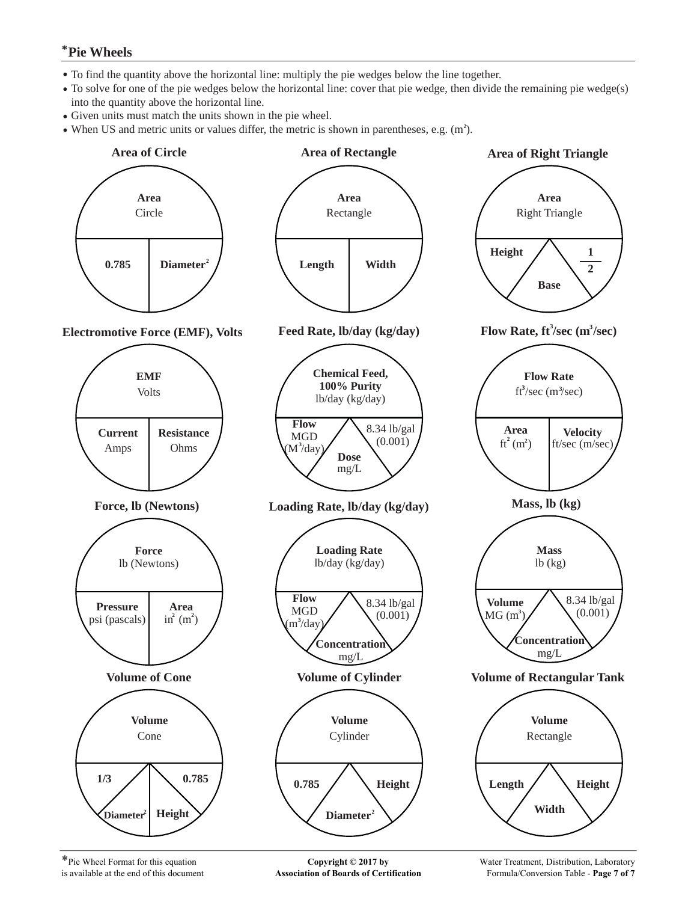## *Pie Wheels

- To find the quantity above the horizontal line: multiply the pie wedges below the line together.
- To solve for one of the pie wedges below the horizontal line: cover that pie wedge, then divide the remaining pie wedge(s) into the quantity above the horizontal line.
- Given units must match the units shown in the pie wheel.
- When US and metric units or values differ, the metric is shown in parentheses, e.g. ($m^2$).

**Area of Circle**

**Area** Circle

0.785

**Diameter**$^2$

**Area of Rectangle**

**Area** Rectangle

**Length**

**Width**

**Area of Right Triangle**

**Area** Right Triangle

**Height**

**1/2**

**Base**

**Electromotive Force (EMF), Volts**

**EMF** Volts

**Current** Amps

**Resistance** Ohms

**Feed Rate, lb/day (kg/day)**

**Chemical Feed, 100% Purity** lb/day (kg/day)

**Flow** MGD ($M^3$/day)

8.34 lb/gal (0.001)

**Dose** mg/L

**Flow Rate, $ft^3$/sec ($m^3$/sec)**

**Flow Rate** $ft^3$/sec ($m^3$/sec)

**Area** $ft^2$ ($m^2$)

**Velocity** ft/sec (m/sec)

**Force, lb (Newtons)**

**Force** lb (Newtons)

**Pressure** psi (pascals)

**Area** $in^2$ ($m^2$)

**Loading Rate, lb/day (kg/day)**

**Loading Rate** lb/day (kg/day)

**Flow** MGD ($m^3$/day)

8.34 lb/gal (0.001)

**Concentration** mg/L

**Mass, lb (kg)**

**Mass** lb (kg)

**Volume** MG ($m^3$)

8.34 lb/gal (0.001)

**Concentration** mg/L

**Volume of Cone**

**Volume** Cone

**1/3**

**0.785**

**Diameter**$^2$

**Height**

**Volume of Cylinder**

**Volume** Cylinder

**0.785**

**Height**

**Diameter**$^2$

**Volume of Rectangular Tank**

**Volume** Rectangle

**Length**

**Height**

**Width**

*Pie Wheel Format for this equation is available at the end of this document

**Copyright © 2017 by Association of Boards of Certification**

Water Treatment, Distribution, Laboratory Formula/Conversion Table